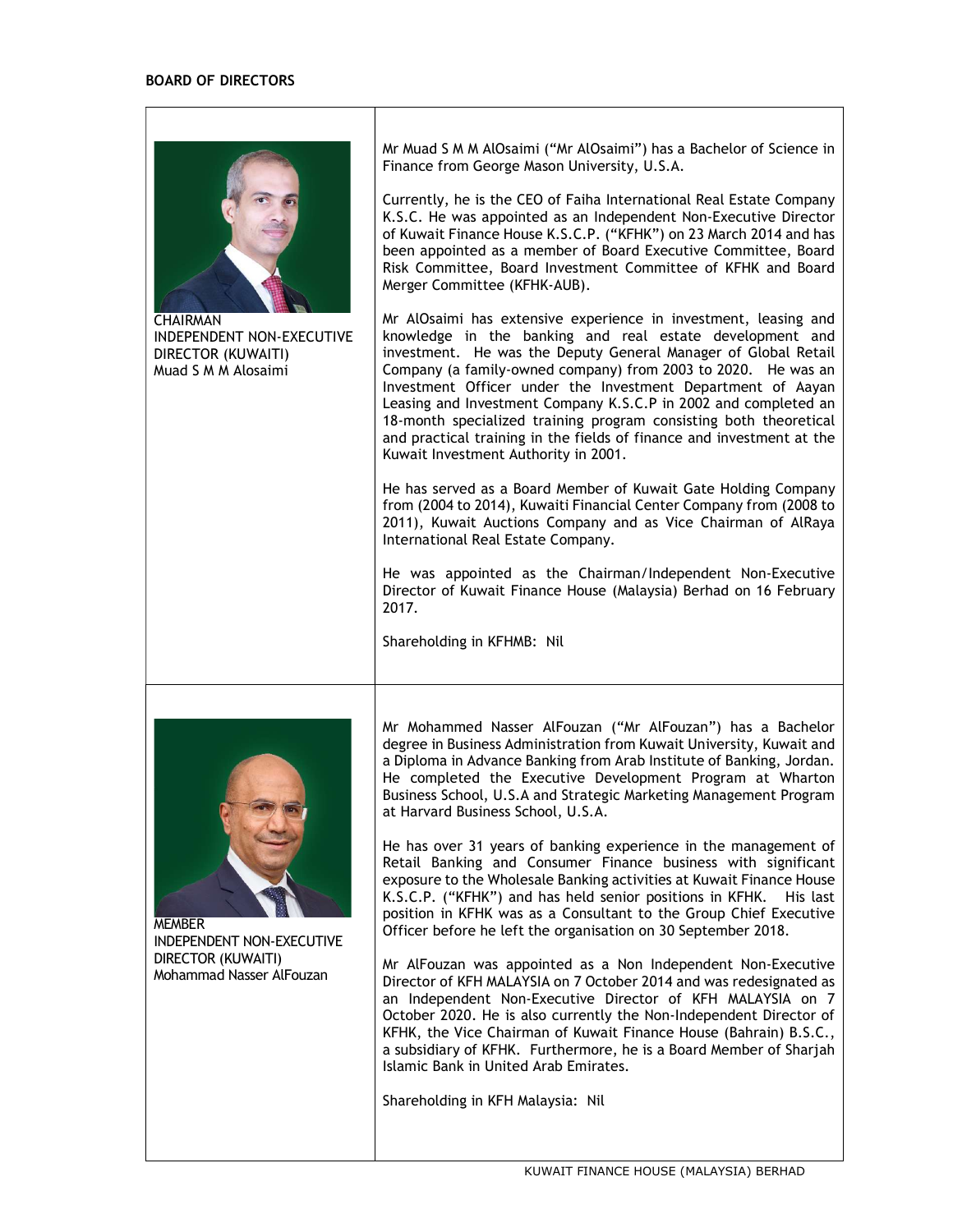## BOARD OF DIRECTORS

| | |
|---|---|
| CHAIRMAN<br>INDEPENDENT NON-EXECUTIVE DIRECTOR (KUWAITI)<br>Muad S M M Alosaimi | Mr Muad S M M AlOsaimi ("Mr AlOsaimi") has a Bachelor of Science in Finance from George Mason University, U.S.A.<br><br>Currently, he is the CEO of Faiha International Real Estate Company K.S.C. He was appointed as an Independent Non-Executive Director of Kuwait Finance House K.S.C.P. ("KFHK") on 23 March 2014 and has been appointed as a member of Board Executive Committee, Board Risk Committee, Board Investment Committee of KFHK and Board Merger Committee (KFHK-AUB).<br><br>Mr AlOsaimi has extensive experience in investment, leasing and knowledge in the banking and real estate development and investment. He was the Deputy General Manager of Global Retail Company (a family-owned company) from 2003 to 2020. He was an Investment Officer under the Investment Department of Aayan Leasing and Investment Company K.S.C.P in 2002 and completed an 18-month specialized training program consisting both theoretical and practical training in the fields of finance and investment at the Kuwait Investment Authority in 2001.<br><br>He has served as a Board Member of Kuwait Gate Holding Company from (2004 to 2014), Kuwaiti Financial Center Company from (2008 to 2011), Kuwait Auctions Company and as Vice Chairman of AlRaya International Real Estate Company.<br><br>He was appointed as the Chairman/Independent Non-Executive Director of Kuwait Finance House (Malaysia) Berhad on 16 February 2017.<br><br>Shareholding in KFHMB: Nil |
| MEMBER<br>INDEPENDENT NON-EXECUTIVE DIRECTOR (KUWAITI)<br>Mohammad Nasser AlFouzan | Mr Mohammed Nasser AlFouzan ("Mr AlFouzan") has a Bachelor degree in Business Administration from Kuwait University, Kuwait and a Diploma in Advance Banking from Arab Institute of Banking, Jordan. He completed the Executive Development Program at Wharton Business School, U.S.A and Strategic Marketing Management Program at Harvard Business School, U.S.A.<br><br>He has over 31 years of banking experience in the management of Retail Banking and Consumer Finance business with significant exposure to the Wholesale Banking activities at Kuwait Finance House K.S.C.P. ("KFHK") and has held senior positions in KFHK. His last position in KFHK was as a Consultant to the Group Chief Executive Officer before he left the organisation on 30 September 2018.<br><br>Mr AlFouzan was appointed as a Non Independent Non-Executive Director of KFH MALAYSIA on 7 October 2014 and was redesignated as an Independent Non-Executive Director of KFH MALAYSIA on 7 October 2020. He is also currently the Non-Independent Director of KFHK, the Vice Chairman of Kuwait Finance House (Bahrain) B.S.C., a subsidiary of KFHK. Furthermore, he is a Board Member of Sharjah Islamic Bank in United Arab Emirates.<br><br>Shareholding in KFH Malaysia: Nil |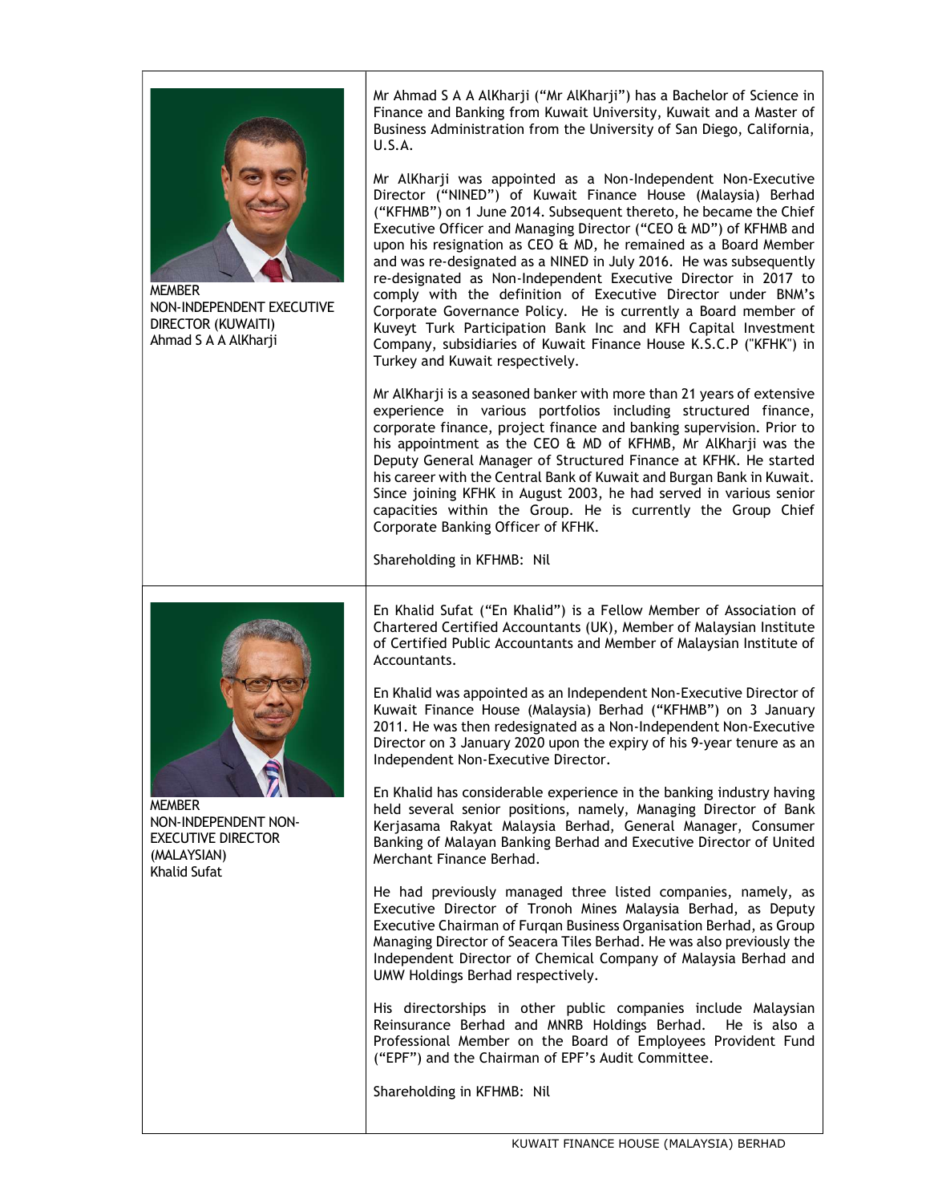| | |
|---|---|
| MEMBER<br>NON-INDEPENDENT EXECUTIVE DIRECTOR (KUWAITI)<br>Ahmad S A A AlKharji | Mr Ahmad S A A AlKharji ("Mr AlKharji") has a Bachelor of Science in Finance and Banking from Kuwait University, Kuwait and a Master of Business Administration from the University of San Diego, California, U.S.A.<br><br>Mr AlKharji was appointed as a Non-Independent Non-Executive Director ("NINED") of Kuwait Finance House (Malaysia) Berhad ("KFHMB") on 1 June 2014. Subsequent thereto, he became the Chief Executive Officer and Managing Director ("CEO & MD") of KFHMB and upon his resignation as CEO & MD, he remained as a Board Member and was re-designated as a NINED in July 2016. He was subsequently re-designated as Non-Independent Executive Director in 2017 to comply with the definition of Executive Director under BNM's Corporate Governance Policy. He is currently a Board member of Kuveyt Turk Participation Bank Inc and KFH Capital Investment Company, subsidiaries of Kuwait Finance House K.S.C.P ("KFHK") in Turkey and Kuwait respectively.<br><br>Mr AlKharji is a seasoned banker with more than 21 years of extensive experience in various portfolios including structured finance, corporate finance, project finance and banking supervision. Prior to his appointment as the CEO & MD of KFHMB, Mr AlKharji was the Deputy General Manager of Structured Finance at KFHK. He started his career with the Central Bank of Kuwait and Burgan Bank in Kuwait. Since joining KFHK in August 2003, he had served in various senior capacities within the Group. He is currently the Group Chief Corporate Banking Officer of KFHK.<br><br>Shareholding in KFHMB: Nil |
| MEMBER<br>NON-INDEPENDENT NON-EXECUTIVE DIRECTOR (MALAYSIAN)<br>Khalid Sufat | En Khalid Sufat ("En Khalid") is a Fellow Member of Association of Chartered Certified Accountants (UK), Member of Malaysian Institute of Certified Public Accountants and Member of Malaysian Institute of Accountants.<br><br>En Khalid was appointed as an Independent Non-Executive Director of Kuwait Finance House (Malaysia) Berhad ("KFHMB") on 3 January 2011. He was then redesignated as a Non-Independent Non-Executive Director on 3 January 2020 upon the expiry of his 9-year tenure as an Independent Non-Executive Director.<br><br>En Khalid has considerable experience in the banking industry having held several senior positions, namely, Managing Director of Bank Kerjasama Rakyat Malaysia Berhad, General Manager, Consumer Banking of Malayan Banking Berhad and Executive Director of United Merchant Finance Berhad.<br><br>He had previously managed three listed companies, namely, as Executive Director of Tronoh Mines Malaysia Berhad, as Deputy Executive Chairman of Furqan Business Organisation Berhad, as Group Managing Director of Seacera Tiles Berhad. He was also previously the Independent Director of Chemical Company of Malaysia Berhad and UMW Holdings Berhad respectively.<br><br>His directorships in other public companies include Malaysian Reinsurance Berhad and MNRB Holdings Berhad. He is also a Professional Member on the Board of Employees Provident Fund ("EPF") and the Chairman of EPF's Audit Committee.<br><br>Shareholding in KFHMB: Nil |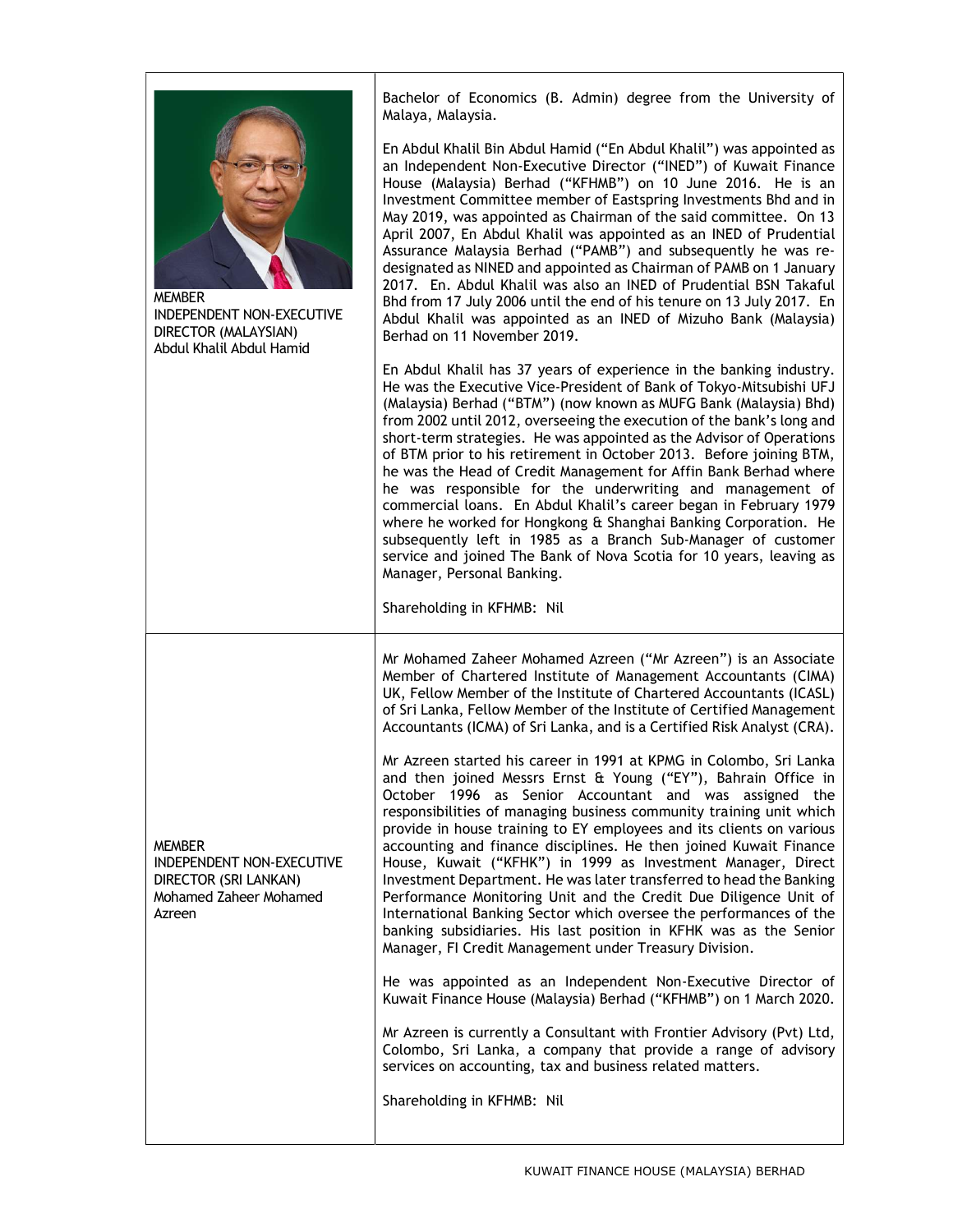| | |
|---|---|
| MEMBER<br>INDEPENDENT NON-EXECUTIVE DIRECTOR (MALAYSIAN)<br>Abdul Khalil Abdul Hamid | Bachelor of Economics (B. Admin) degree from the University of Malaya, Malaysia.<br><br>En Abdul Khalil Bin Abdul Hamid ("En Abdul Khalil") was appointed as an Independent Non-Executive Director ("INED") of Kuwait Finance House (Malaysia) Berhad ("KFHMB") on 10 June 2016. He is an Investment Committee member of Eastspring Investments Bhd and in May 2019, was appointed as Chairman of the said committee. On 13 April 2007, En Abdul Khalil was appointed as an INED of Prudential Assurance Malaysia Berhad ("PAMB") and subsequently he was re-designated as NINED and appointed as Chairman of PAMB on 1 January 2017. En. Abdul Khalil was also an INED of Prudential BSN Takaful Bhd from 17 July 2006 until the end of his tenure on 13 July 2017. En Abdul Khalil was appointed as an INED of Mizuho Bank (Malaysia) Berhad on 11 November 2019.<br><br>En Abdul Khalil has 37 years of experience in the banking industry. He was the Executive Vice-President of Bank of Tokyo-Mitsubishi UFJ (Malaysia) Berhad ("BTM") (now known as MUFG Bank (Malaysia) Bhd) from 2002 until 2012, overseeing the execution of the bank's long and short-term strategies. He was appointed as the Advisor of Operations of BTM prior to his retirement in October 2013. Before joining BTM, he was the Head of Credit Management for Affin Bank Berhad where he was responsible for the underwriting and management of commercial loans. En Abdul Khalil's career began in February 1979 where he worked for Hongkong & Shanghai Banking Corporation. He subsequently left in 1985 as a Branch Sub-Manager of customer service and joined The Bank of Nova Scotia for 10 years, leaving as Manager, Personal Banking.<br><br>Shareholding in KFHMB: Nil |
| MEMBER<br>INDEPENDENT NON-EXECUTIVE DIRECTOR (SRI LANKAN)<br>Mohamed Zaheer Mohamed Azreen | Mr Mohamed Zaheer Mohamed Azreen ("Mr Azreen") is an Associate Member of Chartered Institute of Management Accountants (CIMA) UK, Fellow Member of the Institute of Chartered Accountants (ICASL) of Sri Lanka, Fellow Member of the Institute of Certified Management Accountants (ICMA) of Sri Lanka, and is a Certified Risk Analyst (CRA).<br><br>Mr Azreen started his career in 1991 at KPMG in Colombo, Sri Lanka and then joined Messrs Ernst & Young ("EY"), Bahrain Office in October 1996 as Senior Accountant and was assigned the responsibilities of managing business community training unit which provide in house training to EY employees and its clients on various accounting and finance disciplines. He then joined Kuwait Finance House, Kuwait ("KFHK") in 1999 as Investment Manager, Direct Investment Department. He was later transferred to head the Banking Performance Monitoring Unit and the Credit Due Diligence Unit of International Banking Sector which oversee the performances of the banking subsidiaries. His last position in KFHK was as the Senior Manager, FI Credit Management under Treasury Division.<br><br>He was appointed as an Independent Non-Executive Director of Kuwait Finance House (Malaysia) Berhad ("KFHMB") on 1 March 2020.<br><br>Mr Azreen is currently a Consultant with Frontier Advisory (Pvt) Ltd, Colombo, Sri Lanka, a company that provide a range of advisory services on accounting, tax and business related matters.<br><br>Shareholding in KFHMB: Nil |